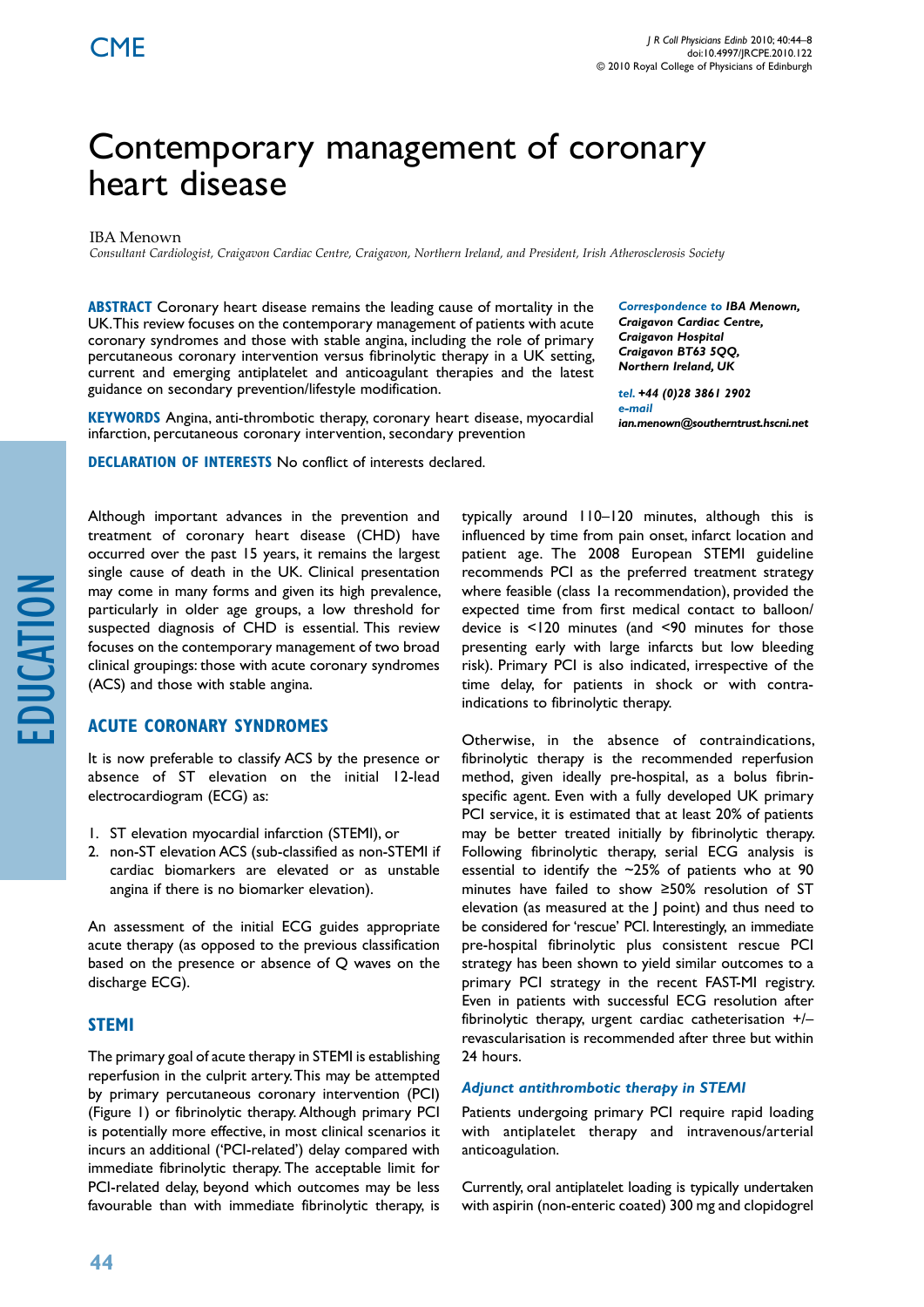# Contemporary management of coronary heart disease

IBA Menown

*Consultant Cardiologist, Craigavon Cardiac Centre, Craigavon, Northern Ireland, and President, Irish Atherosclerosis Society*

**ABSTRACT** Coronary heart disease remains the leading cause of mortality in the UK. This review focuses on the contemporary management of patients with acute coronary syndromes and those with stable angina, including the role of primary percutaneous coronary intervention versus fibrinolytic therapy in a UK setting, current and emerging antiplatelet and anticoagulant therapies and the latest guidance on secondary prevention/lifestyle modification.

**KEYWORDS** Angina, anti-thrombotic therapy, coronary heart disease, myocardial infarction, percutaneous coronary intervention, secondary prevention

**DECLARATION OF INTERESTS** No conflict of interests declared.

*Correspondence to* ***IBA Menown, Craigavon Cardiac Centre, Craigavon Hospital, Craigavon BT63 5QQ, Northern Ireland, UK***

*tel.* ***+44 (0)28 3861 2902***
*e-mail* ***ian.menown@southerntrust.hscni.net***

Although important advances in the prevention and treatment of coronary heart disease (CHD) have occurred over the past 15 years, it remains the largest single cause of death in the UK. Clinical presentation may come in many forms and given its high prevalence, particularly in older age groups, a low threshold for suspected diagnosis of CHD is essential. This review focuses on the contemporary management of two broad clinical groupings: those with acute coronary syndromes (ACS) and those with stable angina.

## ACUTE CORONARY SYNDROMES

It is now preferable to classify ACS by the presence or absence of ST elevation on the initial 12-lead electrocardiogram (ECG) as:

1. ST elevation myocardial infarction (STEMI), or
2. non-ST elevation ACS (sub-classified as non-STEMI if cardiac biomarkers are elevated or as unstable angina if there is no biomarker elevation).

An assessment of the initial ECG guides appropriate acute therapy (as opposed to the previous classification based on the presence or absence of Q waves on the discharge ECG).

## STEMI

The primary goal of acute therapy in STEMI is establishing reperfusion in the culprit artery. This may be attempted by primary percutaneous coronary intervention (PCI) (Figure 1) or fibrinolytic therapy. Although primary PCI is potentially more effective, in most clinical scenarios it incurs an additional ('PCI-related') delay compared with immediate fibrinolytic therapy. The acceptable limit for PCI-related delay, beyond which outcomes may be less favourable than with immediate fibrinolytic therapy, is typically around 110–120 minutes, although this is influenced by time from pain onset, infarct location and patient age. The 2008 European STEMI guideline recommends PCI as the preferred treatment strategy where feasible (class 1a recommendation), provided the expected time from first medical contact to balloon/device is <120 minutes (and <90 minutes for those presenting early with large infarcts but low bleeding risk). Primary PCI is also indicated, irrespective of the time delay, for patients in shock or with contra-indications to fibrinolytic therapy.

Otherwise, in the absence of contraindications, fibrinolytic therapy is the recommended reperfusion method, given ideally pre-hospital, as a bolus fibrin-specific agent. Even with a fully developed UK primary PCI service, it is estimated that at least 20% of patients may be better treated initially by fibrinolytic therapy. Following fibrinolytic therapy, serial ECG analysis is essential to identify the ~25% of patients who at 90 minutes have failed to show ≥50% resolution of ST elevation (as measured at the J point) and thus need to be considered for 'rescue' PCI. Interestingly, an immediate pre-hospital fibrinolytic plus consistent rescue PCI strategy has been shown to yield similar outcomes to a primary PCI strategy in the recent FAST-MI registry. Even in patients with successful ECG resolution after fibrinolytic therapy, urgent cardiac catheterisation +/– revascularisation is recommended after three but within 24 hours.

### *Adjunct antithrombotic therapy in STEMI*

Patients undergoing primary PCI require rapid loading with antiplatelet therapy and intravenous/arterial anticoagulation.

Currently, oral antiplatelet loading is typically undertaken with aspirin (non-enteric coated) 300 mg and clopidogrel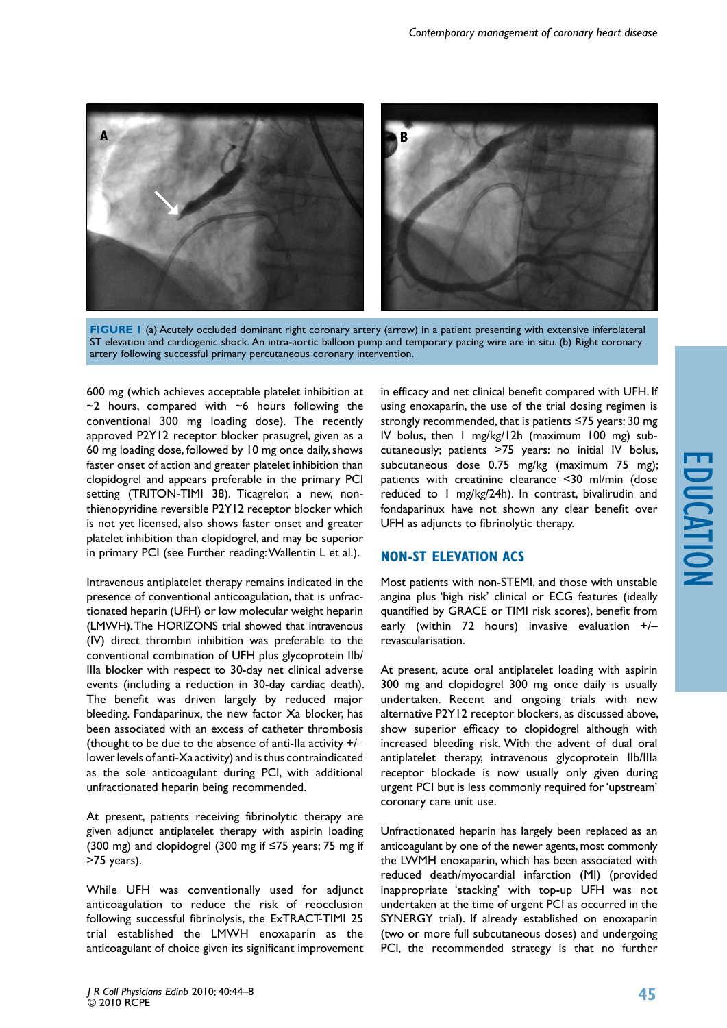**FIGURE 1** (a) Acutely occluded dominant right coronary artery (arrow) in a patient presenting with extensive inferolateral ST elevation and cardiogenic shock. An intra-aortic balloon pump and temporary pacing wire are in situ. (b) Right coronary artery following successful primary percutaneous coronary intervention.

600 mg (which achieves acceptable platelet inhibition at ~2 hours, compared with ~6 hours following the conventional 300 mg loading dose). The recently approved P2Y12 receptor blocker prasugrel, given as a 60 mg loading dose, followed by 10 mg once daily, shows faster onset of action and greater platelet inhibition than clopidogrel and appears preferable in the primary PCI setting (TRITON-TIMI 38). Ticagrelor, a new, non-thienopyridine reversible P2Y12 receptor blocker which is not yet licensed, also shows faster onset and greater platelet inhibition than clopidogrel, and may be superior in primary PCI (see Further reading: Wallentin L et al.).

Intravenous antiplatelet therapy remains indicated in the presence of conventional anticoagulation, that is unfractionated heparin (UFH) or low molecular weight heparin (LMWH). The HORIZONS trial showed that intravenous (IV) direct thrombin inhibition was preferable to the conventional combination of UFH plus glycoprotein IIb/IIIa blocker with respect to 30-day net clinical adverse events (including a reduction in 30-day cardiac death). The benefit was driven largely by reduced major bleeding. Fondaparinux, the new factor Xa blocker, has been associated with an excess of catheter thrombosis (thought to be due to the absence of anti-IIa activity +/– lower levels of anti-Xa activity) and is thus contraindicated as the sole anticoagulant during PCI, with additional unfractionated heparin being recommended.

At present, patients receiving fibrinolytic therapy are given adjunct antiplatelet therapy with aspirin loading (300 mg) and clopidogrel (300 mg if ≤75 years; 75 mg if >75 years).

While UFH was conventionally used for adjunct anticoagulation to reduce the risk of reocclusion following successful fibrinolysis, the ExTRACT-TIMI 25 trial established the LMWH enoxaparin as the anticoagulant of choice given its significant improvement in efficacy and net clinical benefit compared with UFH. If using enoxaparin, the use of the trial dosing regimen is strongly recommended, that is patients ≤75 years: 30 mg IV bolus, then 1 mg/kg/12h (maximum 100 mg) subcutaneously; patients >75 years: no initial IV bolus, subcutaneous dose 0.75 mg/kg (maximum 75 mg); patients with creatinine clearance <30 ml/min (dose reduced to 1 mg/kg/24h). In contrast, bivalirudin and fondaparinux have not shown any clear benefit over UFH as adjuncts to fibrinolytic therapy.

## NON-ST ELEVATION ACS

Most patients with non-STEMI, and those with unstable angina plus 'high risk' clinical or ECG features (ideally quantified by GRACE or TIMI risk scores), benefit from early (within 72 hours) invasive evaluation +/– revascularisation.

At present, acute oral antiplatelet loading with aspirin 300 mg and clopidogrel 300 mg once daily is usually undertaken. Recent and ongoing trials with new alternative P2Y12 receptor blockers, as discussed above, show superior efficacy to clopidogrel although with increased bleeding risk. With the advent of dual oral antiplatelet therapy, intravenous glycoprotein IIb/IIIa receptor blockade is now usually only given during urgent PCI but is less commonly required for 'upstream' coronary care unit use.

Unfractionated heparin has largely been replaced as an anticoagulant by one of the newer agents, most commonly the LWMH enoxaparin, which has been associated with reduced death/myocardial infarction (MI) (provided inappropriate 'stacking' with top-up UFH was not undertaken at the time of urgent PCI as occurred in the SYNERGY trial). If already established on enoxaparin (two or more full subcutaneous doses) and undergoing PCI, the recommended strategy is that no further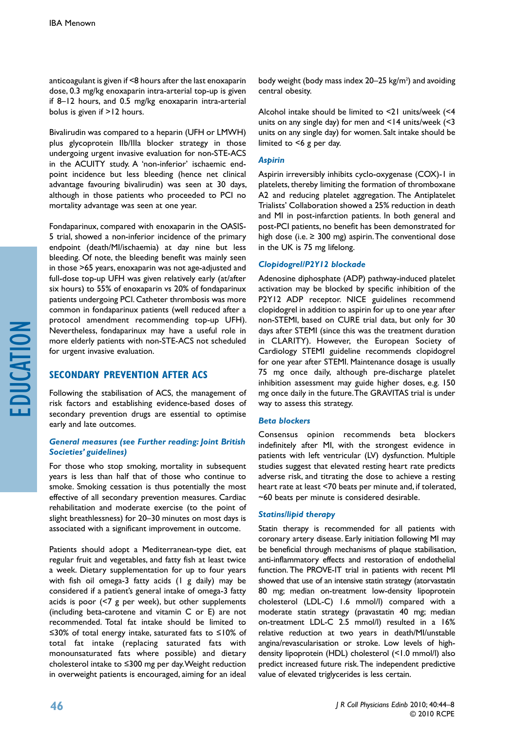anticoagulant is given if <8 hours after the last enoxaparin dose, 0.3 mg/kg enoxaparin intra-arterial top-up is given if 8–12 hours, and 0.5 mg/kg enoxaparin intra-arterial bolus is given if >12 hours.

Bivalirudin was compared to a heparin (UFH or LMWH) plus glycoprotein IIb/IIIa blocker strategy in those undergoing urgent invasive evaluation for non-STE-ACS in the ACUITY study. A 'non-inferior' ischaemic end-point incidence but less bleeding (hence net clinical advantage favouring bivalirudin) was seen at 30 days, although in those patients who proceeded to PCI no mortality advantage was seen at one year.

Fondaparinux, compared with enoxaparin in the OASIS-5 trial, showed a non-inferior incidence of the primary endpoint (death/MI/ischaemia) at day nine but less bleeding. Of note, the bleeding benefit was mainly seen in those >65 years, enoxaparin was not age-adjusted and full-dose top-up UFH was given relatively early (at/after six hours) to 55% of enoxaparin vs 20% of fondaparinux patients undergoing PCI. Catheter thrombosis was more common in fondaparinux patients (well reduced after a protocol amendment recommending top-up UFH). Nevertheless, fondaparinux may have a useful role in more elderly patients with non-STE-ACS not scheduled for urgent invasive evaluation.

## SECONDARY PREVENTION AFTER ACS

Following the stabilisation of ACS, the management of risk factors and establishing evidence-based doses of secondary prevention drugs are essential to optimise early and late outcomes.

### *General measures (see Further reading: Joint British Societies' guidelines)*

For those who stop smoking, mortality in subsequent years is less than half that of those who continue to smoke. Smoking cessation is thus potentially the most effective of all secondary prevention measures. Cardiac rehabilitation and moderate exercise (to the point of slight breathlessness) for 20–30 minutes on most days is associated with a significant improvement in outcome.

Patients should adopt a Mediterranean-type diet, eat regular fruit and vegetables, and fatty fish at least twice a week. Dietary supplementation for up to four years with fish oil omega-3 fatty acids (1 g daily) may be considered if a patient's general intake of omega-3 fatty acids is poor (<7 g per week), but other supplements (including beta-carotene and vitamin C or E) are not recommended. Total fat intake should be limited to ≤30% of total energy intake, saturated fats to ≤10% of total fat intake (replacing saturated fats with monounsaturated fats where possible) and dietary cholesterol intake to ≤300 mg per day. Weight reduction in overweight patients is encouraged, aiming for an ideal body weight (body mass index 20–25 kg/m$^2$) and avoiding central obesity.

Alcohol intake should be limited to <21 units/week (<4 units on any single day) for men and <14 units/week (<3 units on any single day) for women. Salt intake should be limited to <6 g per day.

### *Aspirin*

Aspirin irreversibly inhibits cyclo-oxygenase (COX)-1 in platelets, thereby limiting the formation of thromboxane A2 and reducing platelet aggregation. The Antiplatelet Trialists' Collaboration showed a 25% reduction in death and MI in post-infarction patients. In both general and post-PCI patients, no benefit has been demonstrated for high dose (i.e. ≥ 300 mg) aspirin. The conventional dose in the UK is 75 mg lifelong.

### *Clopidogrel/P2Y12 blockade*

Adenosine diphosphate (ADP) pathway-induced platelet activation may be blocked by specific inhibition of the P2Y12 ADP receptor. NICE guidelines recommend clopidogrel in addition to aspirin for up to one year after non-STEMI, based on CURE trial data, but only for 30 days after STEMI (since this was the treatment duration in CLARITY). However, the European Society of Cardiology STEMI guideline recommends clopidogrel for one year after STEMI. Maintenance dosage is usually 75 mg once daily, although pre-discharge platelet inhibition assessment may guide higher doses, e.g. 150 mg once daily in the future. The GRAVITAS trial is under way to assess this strategy.

### *Beta blockers*

Consensus opinion recommends beta blockers indefinitely after MI, with the strongest evidence in patients with left ventricular (LV) dysfunction. Multiple studies suggest that elevated resting heart rate predicts adverse risk, and titrating the dose to achieve a resting heart rate at least <70 beats per minute and, if tolerated, ~60 beats per minute is considered desirable.

### *Statins/lipid therapy*

Statin therapy is recommended for all patients with coronary artery disease. Early initiation following MI may be beneficial through mechanisms of plaque stabilisation, anti-inflammatory effects and restoration of endothelial function. The PROVE-IT trial in patients with recent MI showed that use of an intensive statin strategy (atorvastatin 80 mg; median on-treatment low-density lipoprotein cholesterol (LDL-C) 1.6 mmol/l) compared with a moderate statin strategy (pravastatin 40 mg; median on-treatment LDL-C 2.5 mmol/l) resulted in a 16% relative reduction at two years in death/MI/unstable angina/revascularisation or stroke. Low levels of high-density lipoprotein (HDL) cholesterol (<1.0 mmol/l) also predict increased future risk. The independent predictive value of elevated triglycerides is less certain.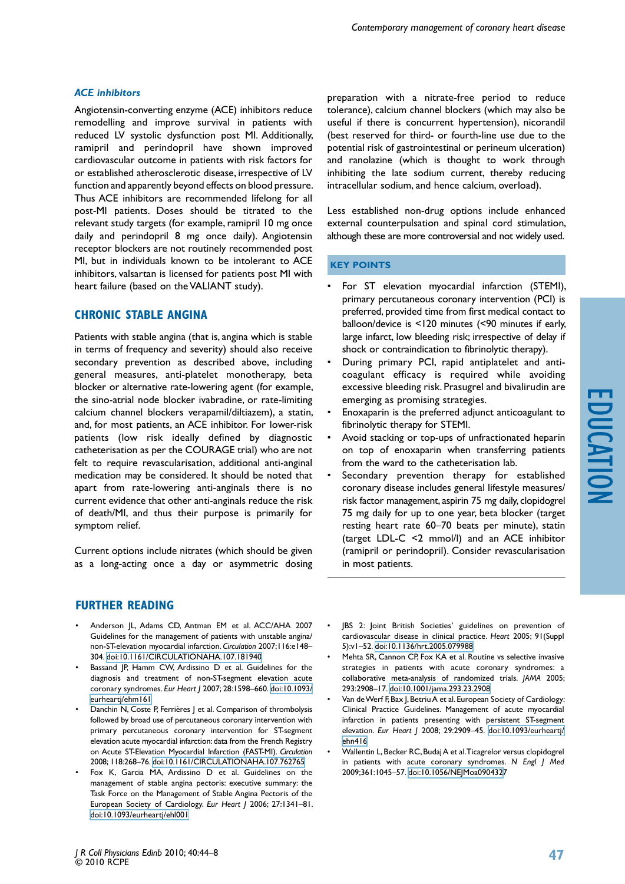### ACE inhibitors

Angiotensin-converting enzyme (ACE) inhibitors reduce remodelling and improve survival in patients with reduced LV systolic dysfunction post MI. Additionally, ramipril and perindopril have shown improved cardiovascular outcome in patients with risk factors for or established atherosclerotic disease, irrespective of LV function and apparently beyond effects on blood pressure. Thus ACE inhibitors are recommended lifelong for all post-MI patients. Doses should be titrated to the relevant study targets (for example, ramipril 10 mg once daily and perindopril 8 mg once daily). Angiotensin receptor blockers are not routinely recommended post MI, but in individuals known to be intolerant to ACE inhibitors, valsartan is licensed for patients post MI with heart failure (based on the VALIANT study).

## CHRONIC STABLE ANGINA

Patients with stable angina (that is, angina which is stable in terms of frequency and severity) should also receive secondary prevention as described above, including general measures, anti-platelet monotherapy, beta blocker or alternative rate-lowering agent (for example, the sino-atrial node blocker ivabradine, or rate-limiting calcium channel blockers verapamil/diltiazem), a statin, and, for most patients, an ACE inhibitor. For lower-risk patients (low risk ideally defined by diagnostic catheterisation as per the COURAGE trial) who are not felt to require revascularisation, additional anti-anginal medication may be considered. It should be noted that apart from rate-lowering anti-anginals there is no current evidence that other anti-anginals reduce the risk of death/MI, and thus their purpose is primarily for symptom relief.

Current options include nitrates (which should be given as a long-acting once a day or asymmetric dosing preparation with a nitrate-free period to reduce tolerance), calcium channel blockers (which may also be useful if there is concurrent hypertension), nicorandil (best reserved for third- or fourth-line use due to the potential risk of gastrointestinal or perineum ulceration) and ranolazine (which is thought to work through inhibiting the late sodium current, thereby reducing intracellular sodium, and hence calcium, overload).

Less established non-drug options include enhanced external counterpulsation and spinal cord stimulation, although these are more controversial and not widely used.

### KEY POINTS

- For ST elevation myocardial infarction (STEMI), primary percutaneous coronary intervention (PCI) is preferred, provided time from first medical contact to balloon/device is <120 minutes (<90 minutes if early, large infarct, low bleeding risk; irrespective of delay if shock or contraindication to fibrinolytic therapy).
- During primary PCI, rapid antiplatelet and anti-coagulant efficacy is required while avoiding excessive bleeding risk. Prasugrel and bivalirudin are emerging as promising strategies.
- Enoxaparin is the preferred adjunct anticoagulant to fibrinolytic therapy for STEMI.
- Avoid stacking or top-ups of unfractionated heparin on top of enoxaparin when transferring patients from the ward to the catheterisation lab.
- Secondary prevention therapy for established coronary disease includes general lifestyle measures/risk factor management, aspirin 75 mg daily, clopidogrel 75 mg daily for up to one year, beta blocker (target resting heart rate 60–70 beats per minute), statin (target LDL-C <2 mmol/l) and an ACE inhibitor (ramipril or perindopril). Consider revascularisation in most patients.

## FURTHER READING

- Anderson JL, Adams CD, Antman EM et al. ACC/AHA 2007 Guidelines for the management of patients with unstable angina/non-ST-elevation myocardial infarction. *Circulation* 2007;116:e148–304. doi:10.1161/CIRCULATIONAHA.107.181940
- Bassand JP, Hamm CW, Ardissino D et al. Guidelines for the diagnosis and treatment of non-ST-segment elevation acute coronary syndromes. *Eur Heart J* 2007; 28:1598–660. doi:10.1093/eurheartj/ehm161
- Danchin N, Coste P, Ferrières J et al. Comparison of thrombolysis followed by broad use of percutaneous coronary intervention with primary percutaneous coronary intervention for ST-segment elevation acute myocardial infarction: data from the French Registry on Acute ST-Elevation Myocardial Infarction (FAST-MI). *Circulation* 2008; 118:268–76. doi:10.1161/CIRCULATIONAHA.107.762765
- Fox K, Garcia MA, Ardissino D et al. Guidelines on the management of stable angina pectoris: executive summary: the Task Force on the Management of Stable Angina Pectoris of the European Society of Cardiology. *Eur Heart J* 2006; 27:1341–81. doi:10.1093/eurheartj/ehl001
- JBS 2: Joint British Societies' guidelines on prevention of cardiovascular disease in clinical practice. *Heart* 2005; 91(Suppl 5):v1–52. doi:10.1136/hrt.2005.079988
- Mehta SR, Cannon CP, Fox KA et al. Routine vs selective invasive strategies in patients with acute coronary syndromes: a collaborative meta-analysis of randomized trials. *JAMA* 2005; 293:2908–17. doi:10.1001/jama.293.23.2908
- Van de Werf F, Bax J, Betriu A et al. European Society of Cardiology: Clinical Practice Guidelines. Management of acute myocardial infarction in patients presenting with persistent ST-segment elevation. *Eur Heart J* 2008; 29:2909–45. doi:10.1093/eurheartj/ehn416
- Wallentin L, Becker RC, Budaj A et al. Ticagrelor versus clopidogrel in patients with acute coronary syndromes. *N Engl J Med* 2009;361:1045–57. doi:10.1056/NEJMoa0904327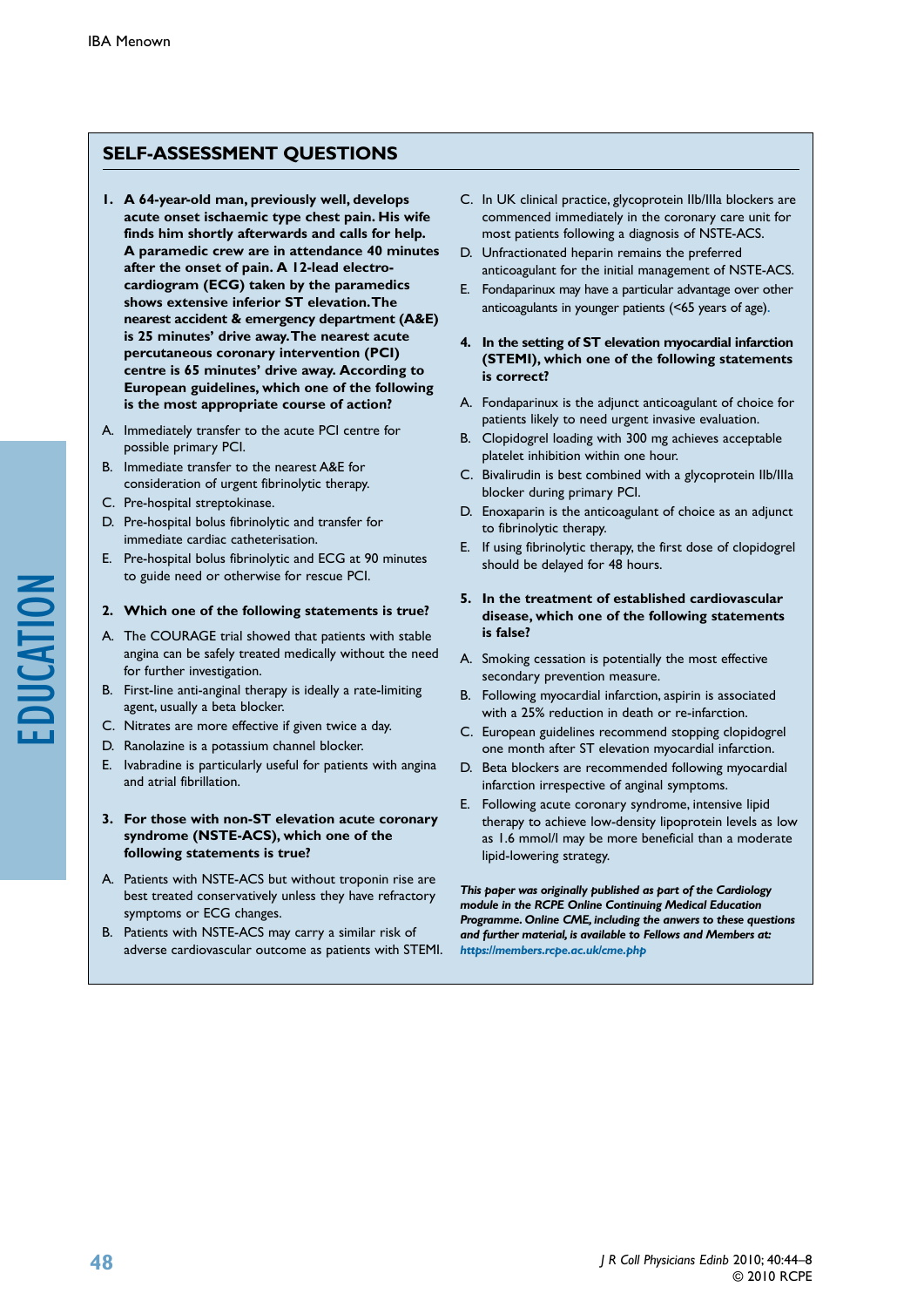## SELF-ASSESSMENT QUESTIONS

**1. A 64-year-old man, previously well, develops acute onset ischaemic type chest pain. His wife finds him shortly afterwards and calls for help. A paramedic crew are in attendance 40 minutes after the onset of pain. A 12-lead electrocardiogram (ECG) taken by the paramedics shows extensive inferior ST elevation. The nearest accident & emergency department (A&E) is 25 minutes' drive away. The nearest acute percutaneous coronary intervention (PCI) centre is 65 minutes' drive away. According to European guidelines, which one of the following is the most appropriate course of action?**

A. Immediately transfer to the acute PCI centre for possible primary PCI.

B. Immediate transfer to the nearest A&E for consideration of urgent fibrinolytic therapy.

C. Pre-hospital streptokinase.

D. Pre-hospital bolus fibrinolytic and transfer for immediate cardiac catheterisation.

E. Pre-hospital bolus fibrinolytic and ECG at 90 minutes to guide need or otherwise for rescue PCI.

**2. Which one of the following statements is true?**

A. The COURAGE trial showed that patients with stable angina can be safely treated medically without the need for further investigation.

B. First-line anti-anginal therapy is ideally a rate-limiting agent, usually a beta blocker.

C. Nitrates are more effective if given twice a day.

D. Ranolazine is a potassium channel blocker.

E. Ivabradine is particularly useful for patients with angina and atrial fibrillation.

**3. For those with non-ST elevation acute coronary syndrome (NSTE-ACS), which one of the following statements is true?**

A. Patients with NSTE-ACS but without troponin rise are best treated conservatively unless they have refractory symptoms or ECG changes.

B. Patients with NSTE-ACS may carry a similar risk of adverse cardiovascular outcome as patients with STEMI.

C. In UK clinical practice, glycoprotein IIb/IIIa blockers are commenced immediately in the coronary care unit for most patients following a diagnosis of NSTE-ACS.

D. Unfractionated heparin remains the preferred anticoagulant for the initial management of NSTE-ACS.

E. Fondaparinux may have a particular advantage over other anticoagulants in younger patients (<65 years of age).

**4. In the setting of ST elevation myocardial infarction (STEMI), which one of the following statements is correct?**

A. Fondaparinux is the adjunct anticoagulant of choice for patients likely to need urgent invasive evaluation.

B. Clopidogrel loading with 300 mg achieves acceptable platelet inhibition within one hour.

C. Bivalirudin is best combined with a glycoprotein IIb/IIIa blocker during primary PCI.

D. Enoxaparin is the anticoagulant of choice as an adjunct to fibrinolytic therapy.

E. If using fibrinolytic therapy, the first dose of clopidogrel should be delayed for 48 hours.

**5. In the treatment of established cardiovascular disease, which one of the following statements is false?**

A. Smoking cessation is potentially the most effective secondary prevention measure.

B. Following myocardial infarction, aspirin is associated with a 25% reduction in death or re-infarction.

C. European guidelines recommend stopping clopidogrel one month after ST elevation myocardial infarction.

D. Beta blockers are recommended following myocardial infarction irrespective of anginal symptoms.

E. Following acute coronary syndrome, intensive lipid therapy to achieve low-density lipoprotein levels as low as 1.6 mmol/l may be more beneficial than a moderate lipid-lowering strategy.

***This paper was originally published as part of the Cardiology module in the RCPE Online Continuing Medical Education Programme. Online CME, including the anwers to these questions and further material, is available to Fellows and Members at: https://members.rcpe.ac.uk/cme.php***